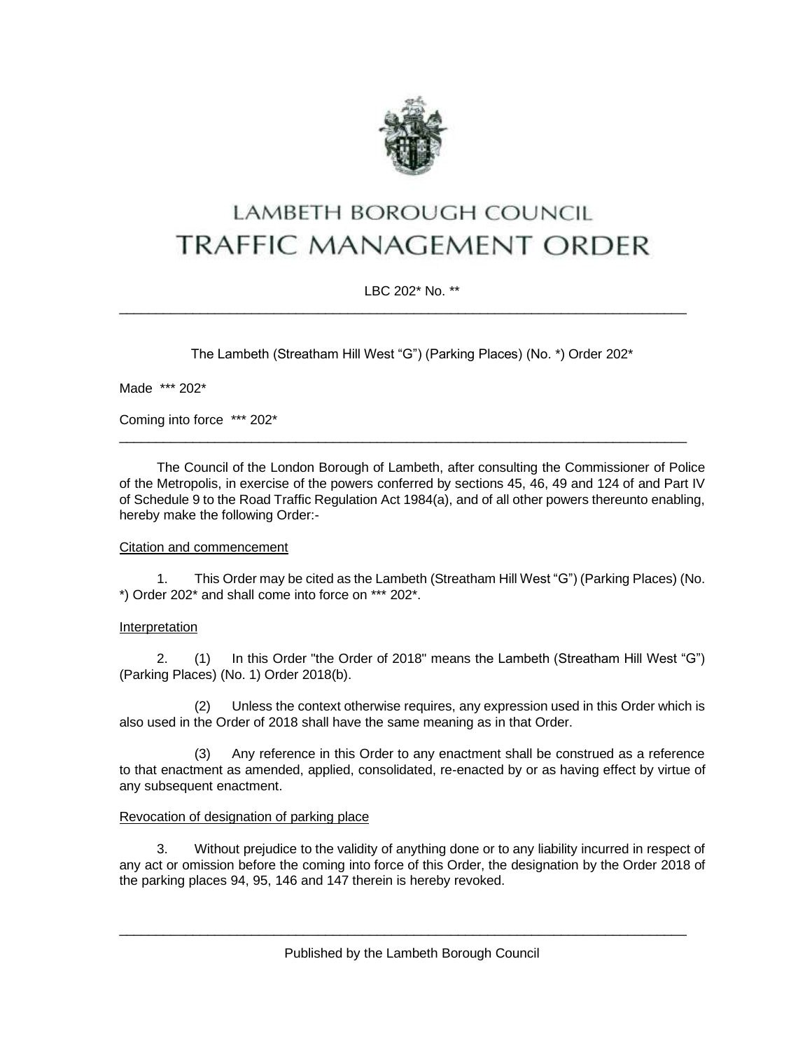# LAMBETH BOROUGH COUNCIL
# TRAFFIC MANAGEMENT ORDER

LBC 202* No. **

---

The Lambeth (Streatham Hill West "G") (Parking Places) (No. *) Order 202*

Made *** 202*

Coming into force *** 202*

---

The Council of the London Borough of Lambeth, after consulting the Commissioner of Police of the Metropolis, in exercise of the powers conferred by sections 45, 46, 49 and 124 of and Part IV of Schedule 9 to the Road Traffic Regulation Act 1984(a), and of all other powers thereunto enabling, hereby make the following Order:-

<u>Citation and commencement</u>

1. This Order may be cited as the Lambeth (Streatham Hill West "G") (Parking Places) (No. *) Order 202* and shall come into force on *** 202*.

<u>Interpretation</u>

2. (1) In this Order "the Order of 2018" means the Lambeth (Streatham Hill West "G") (Parking Places) (No. 1) Order 2018(b).

(2) Unless the context otherwise requires, any expression used in this Order which is also used in the Order of 2018 shall have the same meaning as in that Order.

(3) Any reference in this Order to any enactment shall be construed as a reference to that enactment as amended, applied, consolidated, re-enacted by or as having effect by virtue of any subsequent enactment.

<u>Revocation of designation of parking place</u>

3. Without prejudice to the validity of anything done or to any liability incurred in respect of any act or omission before the coming into force of this Order, the designation by the Order 2018 of the parking places 94, 95, 146 and 147 therein is hereby revoked.

---

Published by the Lambeth Borough Council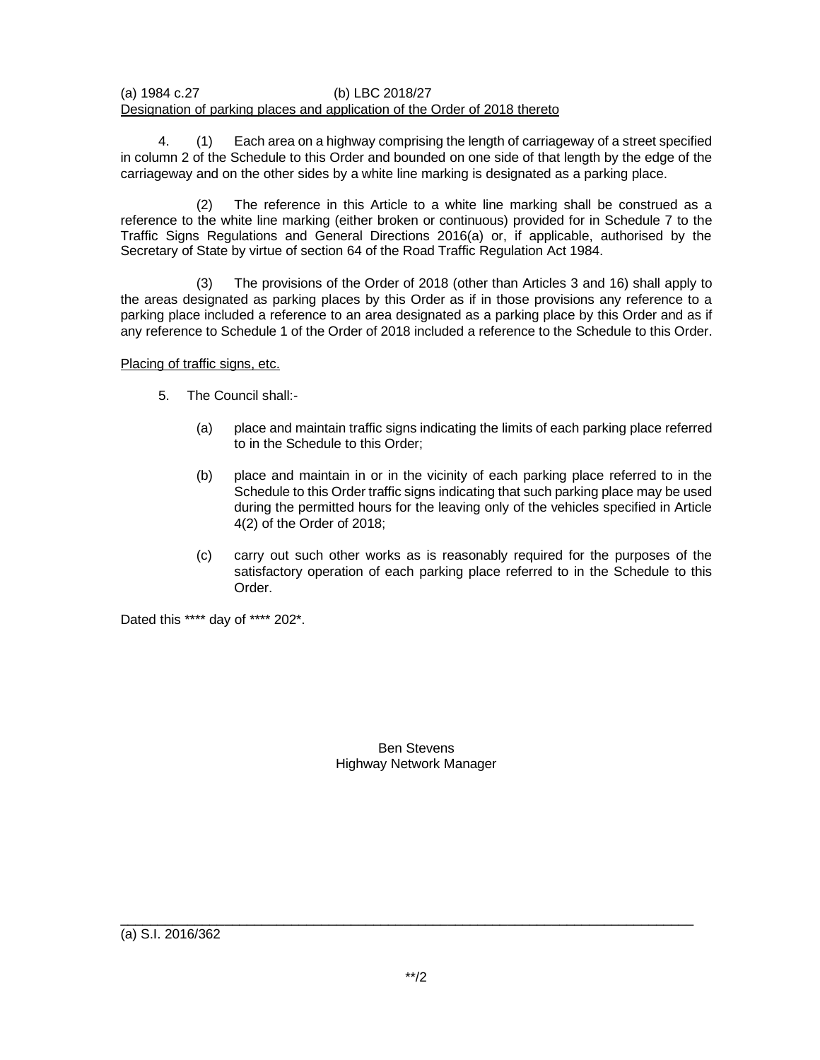(a) 1984 c.27 (b) LBC 2018/27

Designation of parking places and application of the Order of 2018 thereto

4. (1) Each area on a highway comprising the length of carriageway of a street specified in column 2 of the Schedule to this Order and bounded on one side of that length by the edge of the carriageway and on the other sides by a white line marking is designated as a parking place.

(2) The reference in this Article to a white line marking shall be construed as a reference to the white line marking (either broken or continuous) provided for in Schedule 7 to the Traffic Signs Regulations and General Directions 2016(a) or, if applicable, authorised by the Secretary of State by virtue of section 64 of the Road Traffic Regulation Act 1984.

(3) The provisions of the Order of 2018 (other than Articles 3 and 16) shall apply to the areas designated as parking places by this Order as if in those provisions any reference to a parking place included a reference to an area designated as a parking place by this Order and as if any reference to Schedule 1 of the Order of 2018 included a reference to the Schedule to this Order.

Placing of traffic signs, etc.

5. The Council shall:-

(a) place and maintain traffic signs indicating the limits of each parking place referred to in the Schedule to this Order;

(b) place and maintain in or in the vicinity of each parking place referred to in the Schedule to this Order traffic signs indicating that such parking place may be used during the permitted hours for the leaving only of the vehicles specified in Article 4(2) of the Order of 2018;

(c) carry out such other works as is reasonably required for the purposes of the satisfactory operation of each parking place referred to in the Schedule to this Order.

Dated this **** day of **** 202*.

Ben Stevens
Highway Network Manager

(a) S.I. 2016/362

**/2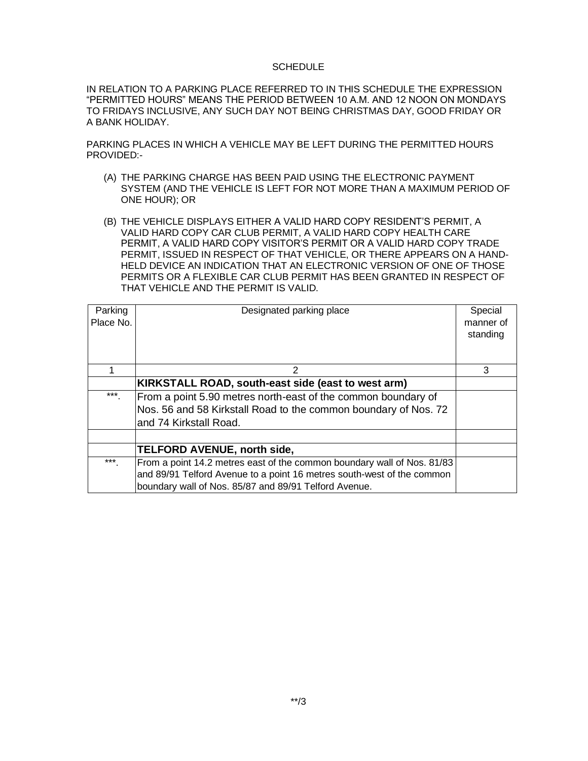SCHEDULE

IN RELATION TO A PARKING PLACE REFERRED TO IN THIS SCHEDULE THE EXPRESSION "PERMITTED HOURS" MEANS THE PERIOD BETWEEN 10 A.M. AND 12 NOON ON MONDAYS TO FRIDAYS INCLUSIVE, ANY SUCH DAY NOT BEING CHRISTMAS DAY, GOOD FRIDAY OR A BANK HOLIDAY.

PARKING PLACES IN WHICH A VEHICLE MAY BE LEFT DURING THE PERMITTED HOURS PROVIDED:-

(A) THE PARKING CHARGE HAS BEEN PAID USING THE ELECTRONIC PAYMENT SYSTEM (AND THE VEHICLE IS LEFT FOR NOT MORE THAN A MAXIMUM PERIOD OF ONE HOUR); OR

(B) THE VEHICLE DISPLAYS EITHER A VALID HARD COPY RESIDENT'S PERMIT, A VALID HARD COPY CAR CLUB PERMIT, A VALID HARD COPY HEALTH CARE PERMIT, A VALID HARD COPY VISITOR'S PERMIT OR A VALID HARD COPY TRADE PERMIT, ISSUED IN RESPECT OF THAT VEHICLE, OR THERE APPEARS ON A HAND-HELD DEVICE AN INDICATION THAT AN ELECTRONIC VERSION OF ONE OF THOSE PERMITS OR A FLEXIBLE CAR CLUB PERMIT HAS BEEN GRANTED IN RESPECT OF THAT VEHICLE AND THE PERMIT IS VALID.

| Parking Place No. | Designated parking place | Special manner of standing |
|---|---|---|
| 1 | 2 | 3 |
| | **KIRKSTALL ROAD, south-east side (east to west arm)** | |
| ***. | From a point 5.90 metres north-east of the common boundary of Nos. 56 and 58 Kirkstall Road to the common boundary of Nos. 72 and 74 Kirkstall Road. | |
| | | |
| | **TELFORD AVENUE, north side,** | |
| ***. | From a point 14.2 metres east of the common boundary wall of Nos. 81/83 and 89/91 Telford Avenue to a point 16 metres south-west of the common boundary wall of Nos. 85/87 and 89/91 Telford Avenue. | |